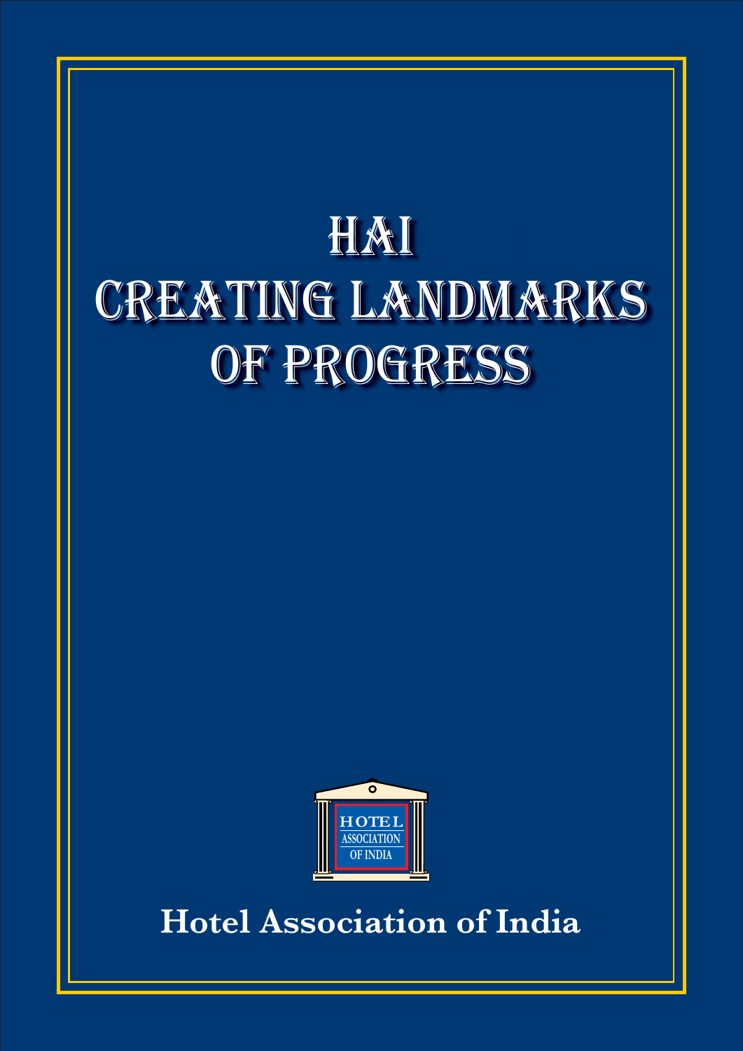# HAI

# CREATING LANDMARKS OF PROGRESS

HOTEL ASSOCIATION OF INDIA

**Hotel Association of India**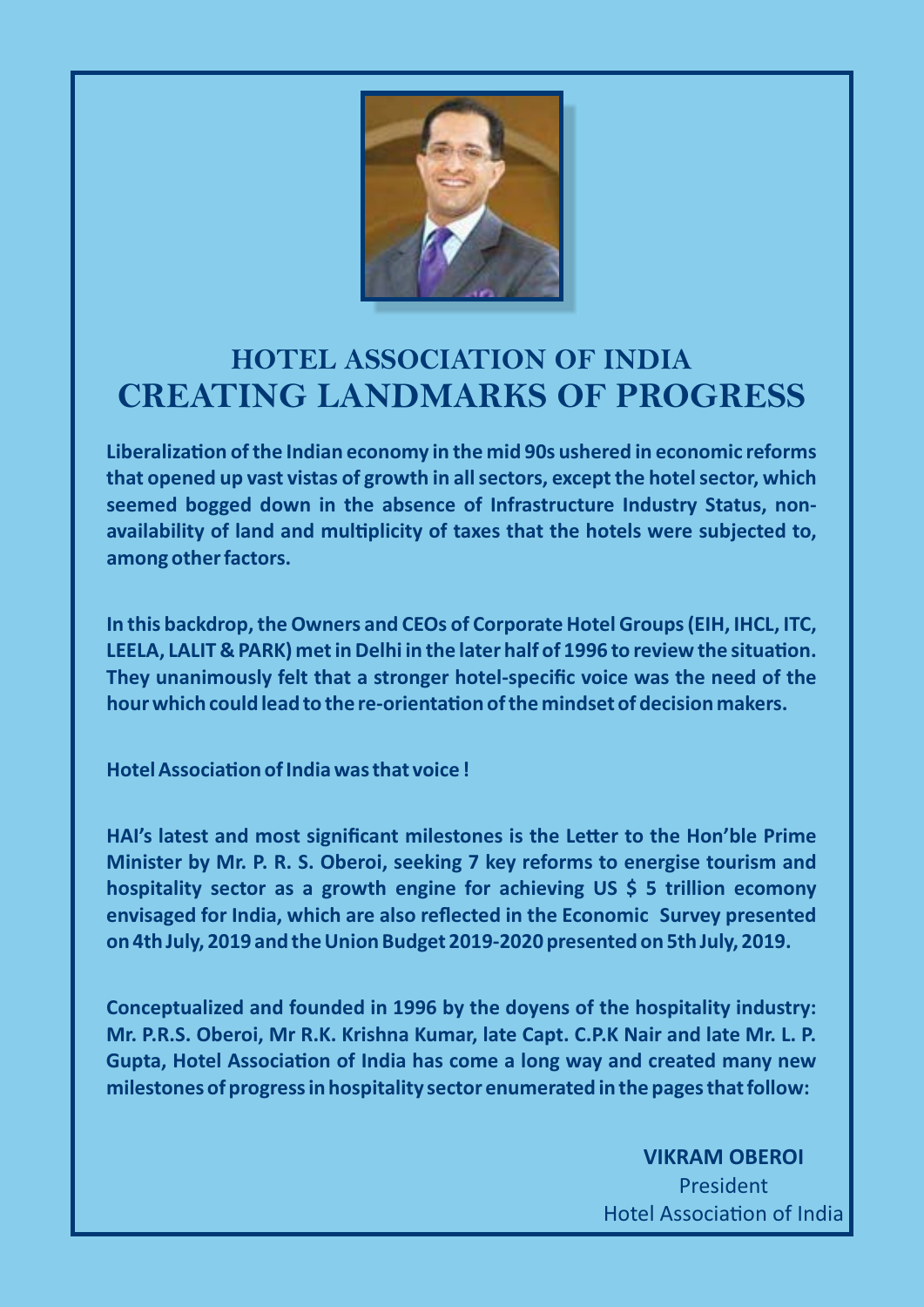# HOTEL ASSOCIATION OF INDIA
# CREATING LANDMARKS OF PROGRESS

**Liberalization of the Indian economy in the mid 90s ushered in economic reforms that opened up vast vistas of growth in all sectors, except the hotel sector, which seemed bogged down in the absence of Infrastructure Industry Status, non-availability of land and multiplicity of taxes that the hotels were subjected to, among other factors.**

**In this backdrop, the Owners and CEOs of Corporate Hotel Groups (EIH, IHCL, ITC, LEELA, LALIT & PARK) met in Delhi in the later half of 1996 to review the situation. They unanimously felt that a stronger hotel-specific voice was the need of the hour which could lead to the re-orientation of the mindset of decision makers.**

**Hotel Association of India was that voice !**

**HAI's latest and most significant milestones is the Letter to the Hon'ble Prime Minister by Mr. P. R. S. Oberoi, seeking 7 key reforms to energise tourism and hospitality sector as a growth engine for achieving US $ 5 trillion ecomony envisaged for India, which are also reflected in the Economic Survey presented on 4th July, 2019 and the Union Budget 2019-2020 presented on 5th July, 2019.**

**Conceptualized and founded in 1996 by the doyens of the hospitality industry: Mr. P.R.S. Oberoi, Mr R.K. Krishna Kumar, late Capt. C.P.K Nair and late Mr. L. P. Gupta, Hotel Association of India has come a long way and created many new milestones of progress in hospitality sector enumerated in the pages that follow:**

**VIKRAM OBEROI**
President
Hotel Association of India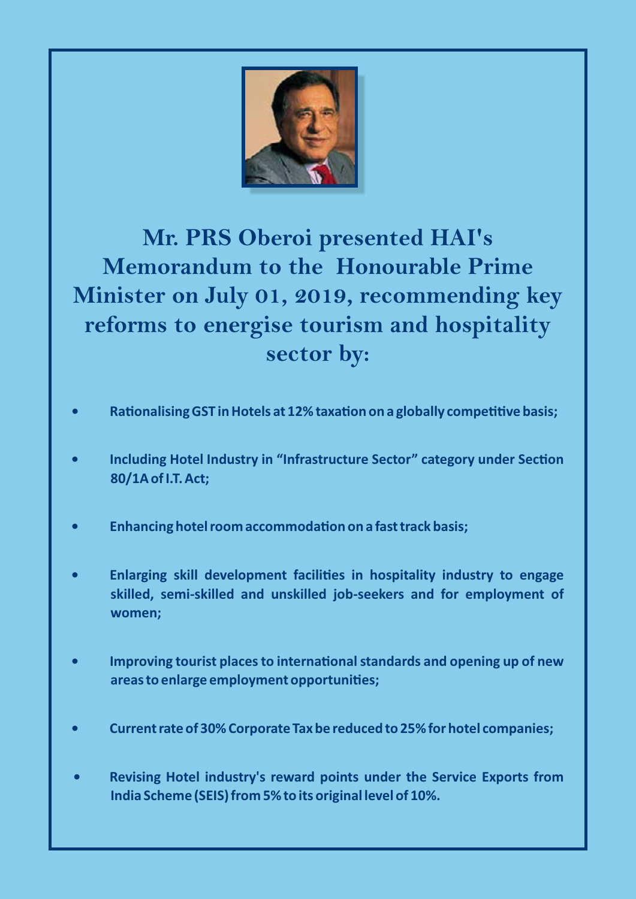## Mr. PRS Oberoi presented HAI's Memorandum to the Honourable Prime Minister on July 01, 2019, recommending key reforms to energise tourism and hospitality sector by:

- **Rationalising GST in Hotels at 12% taxation on a globally competitive basis;**
- **Including Hotel Industry in "Infrastructure Sector" category under Section 80/1A of I.T. Act;**
- **Enhancing hotel room accommodation on a fast track basis;**
- **Enlarging skill development facilities in hospitality industry to engage skilled, semi-skilled and unskilled job-seekers and for employment of women;**
- **Improving tourist places to international standards and opening up of new areas to enlarge employment opportunities;**
- **Current rate of 30% Corporate Tax be reduced to 25% for hotel companies;**
- **Revising Hotel industry's reward points under the Service Exports from India Scheme (SEIS) from 5% to its original level of 10%.**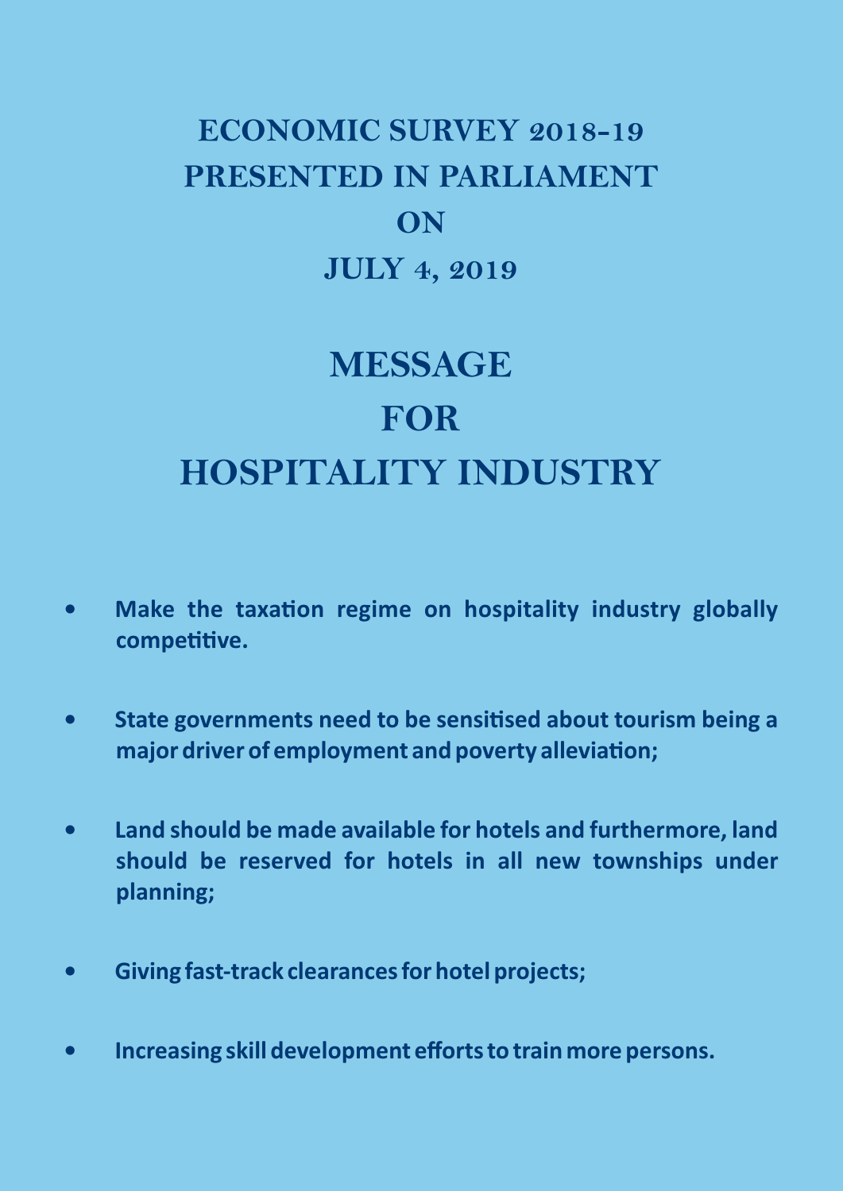# ECONOMIC SURVEY 2018-19 PRESENTED IN PARLIAMENT ON JULY 4, 2019

# MESSAGE FOR HOSPITALITY INDUSTRY

- **Make the taxation regime on hospitality industry globally competitive.**
- **State governments need to be sensitised about tourism being a major driver of employment and poverty alleviation;**
- **Land should be made available for hotels and furthermore, land should be reserved for hotels in all new townships under planning;**
- **Giving fast-track clearances for hotel projects;**
- **Increasing skill development efforts to train more persons.**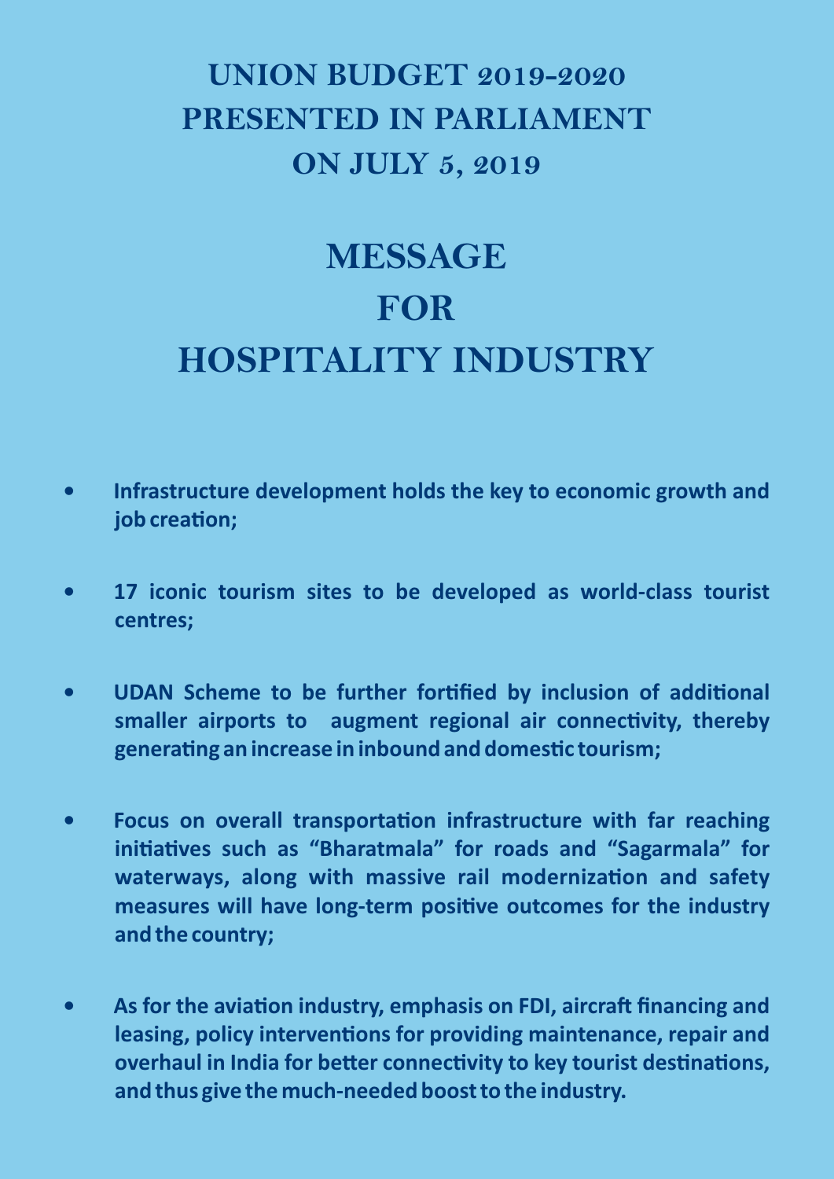# UNION BUDGET 2019-2020 PRESENTED IN PARLIAMENT ON JULY 5, 2019

# MESSAGE FOR HOSPITALITY INDUSTRY

- **Infrastructure development holds the key to economic growth and job creation;**

- **17 iconic tourism sites to be developed as world-class tourist centres;**

- **UDAN Scheme to be further fortified by inclusion of additional smaller airports to augment regional air connectivity, thereby generating an increase in inbound and domestic tourism;**

- **Focus on overall transportation infrastructure with far reaching initiatives such as "Bharatmala" for roads and "Sagarmala" for waterways, along with massive rail modernization and safety measures will have long-term positive outcomes for the industry and the country;**

- **As for the aviation industry, emphasis on FDI, aircraft financing and leasing, policy interventions for providing maintenance, repair and overhaul in India for better connectivity to key tourist destinations, and thus give the much-needed boost to the industry.**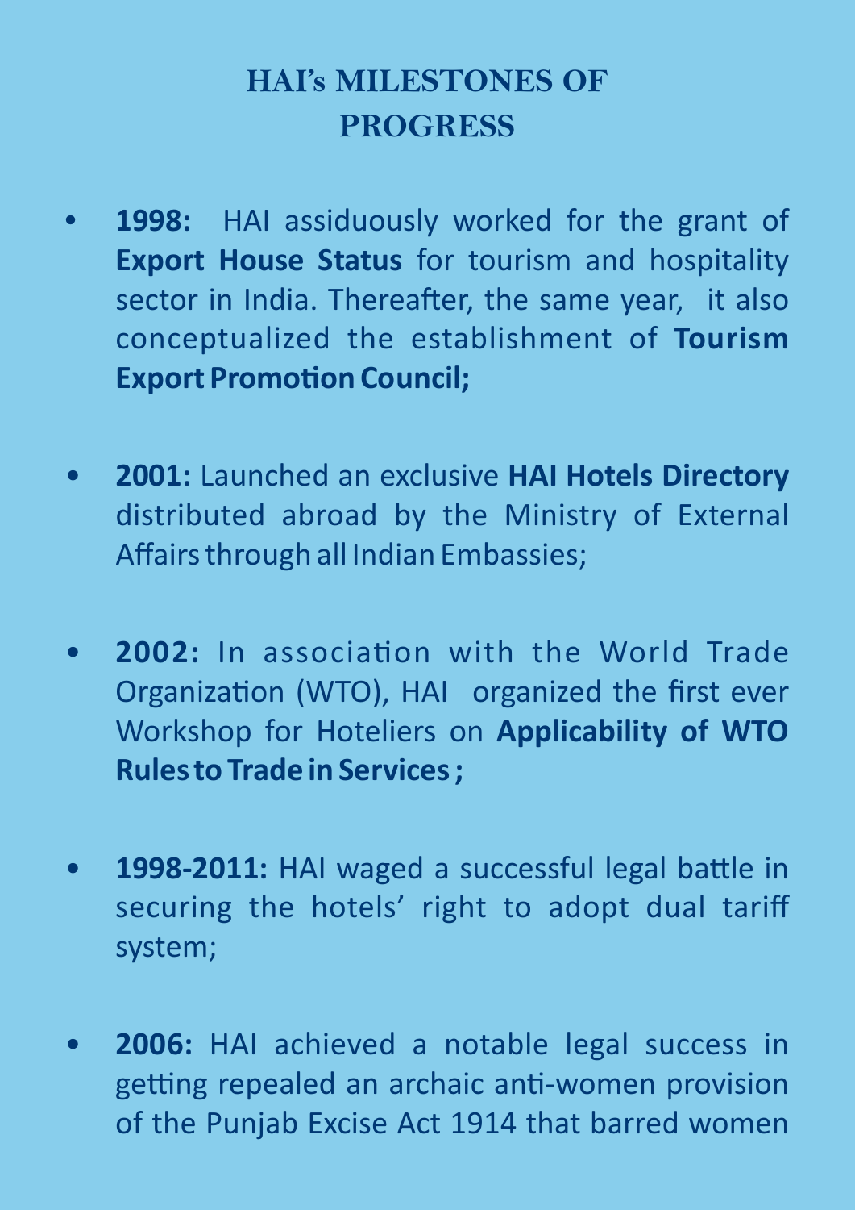# HAI's MILESTONES OF PROGRESS

- **1998:** HAI assiduously worked for the grant of **Export House Status** for tourism and hospitality sector in India. Thereafter, the same year, it also conceptualized the establishment of **Tourism Export Promotion Council;**

- **2001:** Launched an exclusive **HAI Hotels Directory** distributed abroad by the Ministry of External Affairs through all Indian Embassies;

- **2002:** In association with the World Trade Organization (WTO), HAI organized the first ever Workshop for Hoteliers on **Applicability of WTO Rules to Trade in Services ;**

- **1998-2011:** HAI waged a successful legal battle in securing the hotels' right to adopt dual tariff system;

- **2006:** HAI achieved a notable legal success in getting repealed an archaic anti-women provision of the Punjab Excise Act 1914 that barred women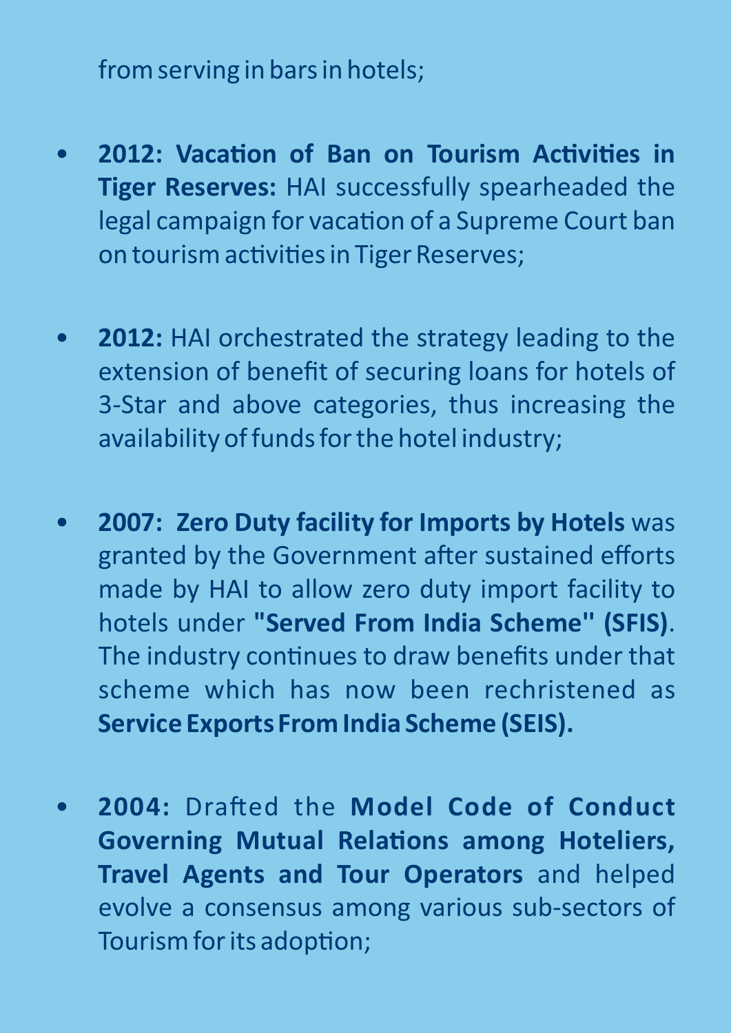from serving in bars in hotels;

- **2012: Vacation of Ban on Tourism Activities in Tiger Reserves:** HAI successfully spearheaded the legal campaign for vacation of a Supreme Court ban on tourism activities in Tiger Reserves;

- **2012:** HAI orchestrated the strategy leading to the extension of benefit of securing loans for hotels of 3-Star and above categories, thus increasing the availability of funds for the hotel industry;

- **2007: Zero Duty facility for Imports by Hotels** was granted by the Government after sustained efforts made by HAI to allow zero duty import facility to hotels under **"Served From India Scheme" (SFIS)**. The industry continues to draw benefits under that scheme which has now been rechristened as **Service Exports From India Scheme (SEIS).**

- **2004:** Drafted the **Model Code of Conduct Governing Mutual Relations among Hoteliers, Travel Agents and Tour Operators** and helped evolve a consensus among various sub-sectors of Tourism for its adoption;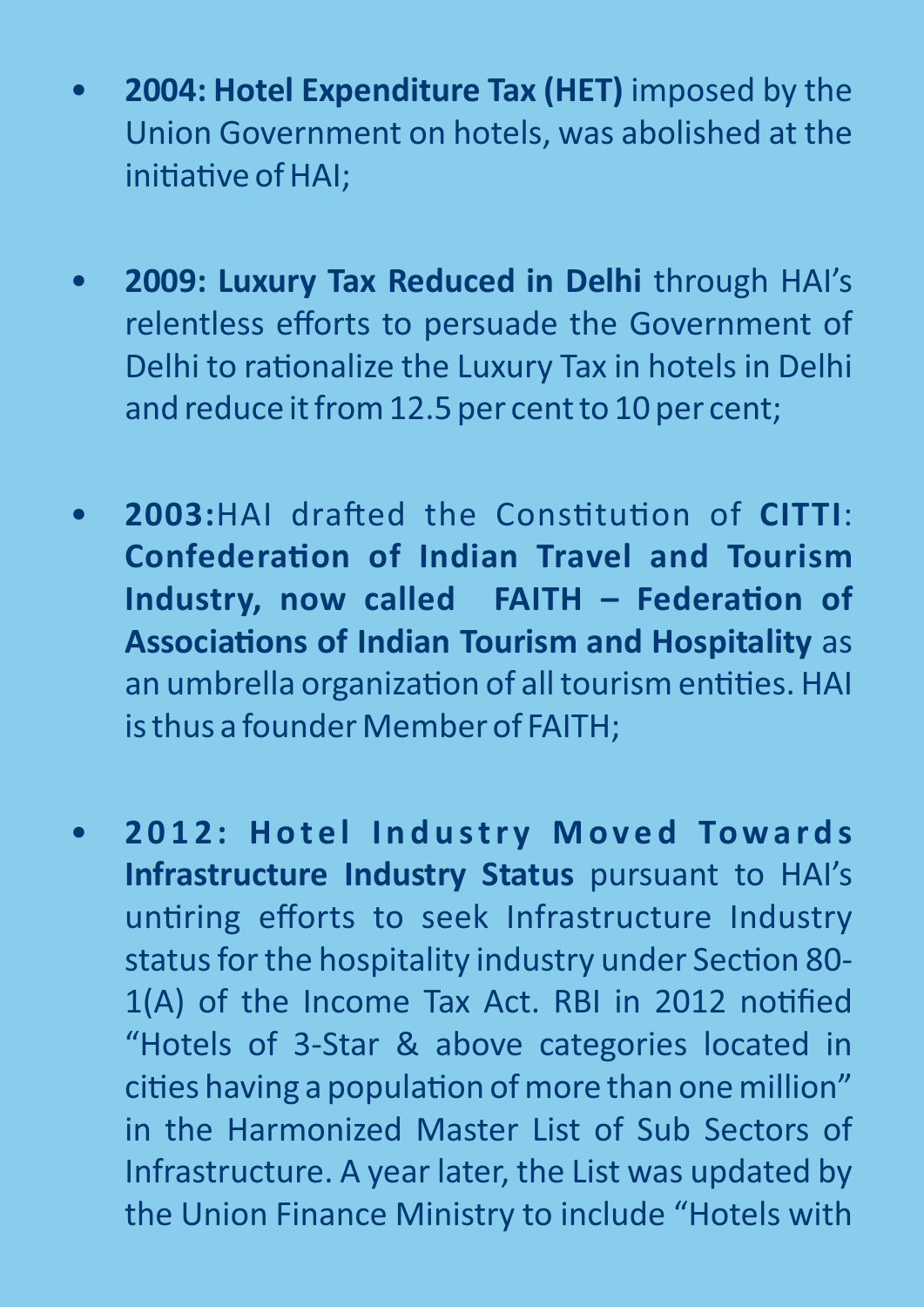- **2004: Hotel Expenditure Tax (HET)** imposed by the Union Government on hotels, was abolished at the initiative of HAI;

- **2009: Luxury Tax Reduced in Delhi** through HAI's relentless efforts to persuade the Government of Delhi to rationalize the Luxury Tax in hotels in Delhi and reduce it from 12.5 per cent to 10 per cent;

- **2003:**HAI drafted the Constitution of **CITTI**: **Confederation of Indian Travel and Tourism Industry, now called FAITH – Federation of Associations of Indian Tourism and Hospitality** as an umbrella organization of all tourism entities. HAI is thus a founder Member of FAITH;

- **2012: Hotel Industry Moved Towards Infrastructure Industry Status** pursuant to HAI's untiring efforts to seek Infrastructure Industry status for the hospitality industry under Section 80-1(A) of the Income Tax Act. RBI in 2012 notified "Hotels of 3-Star & above categories located in cities having a population of more than one million" in the Harmonized Master List of Sub Sectors of Infrastructure. A year later, the List was updated by the Union Finance Ministry to include "Hotels with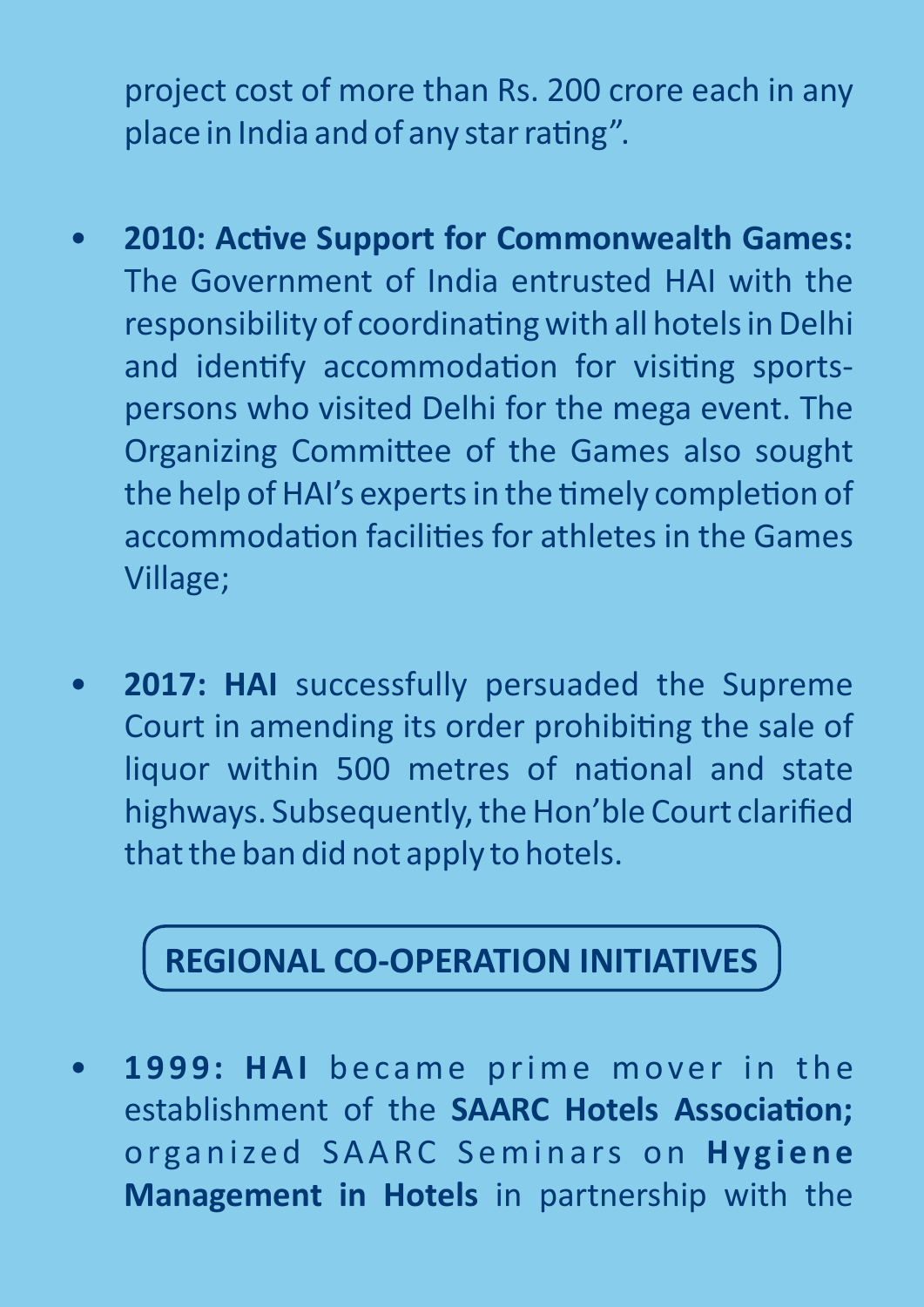project cost of more than Rs. 200 crore each in any place in India and of any star rating".

- **2010: Active Support for Commonwealth Games:** The Government of India entrusted HAI with the responsibility of coordinating with all hotels in Delhi and identify accommodation for visiting sports-persons who visited Delhi for the mega event. The Organizing Committee of the Games also sought the help of HAI's experts in the timely completion of accommodation facilities for athletes in the Games Village;

- **2017: HAI** successfully persuaded the Supreme Court in amending its order prohibiting the sale of liquor within 500 metres of national and state highways. Subsequently, the Hon'ble Court clarified that the ban did not apply to hotels.

## REGIONAL CO-OPERATION INITIATIVES

- **1999: HAI** became prime mover in the establishment of the **SAARC Hotels Association;** organized SAARC Seminars on **Hygiene Management in Hotels** in partnership with the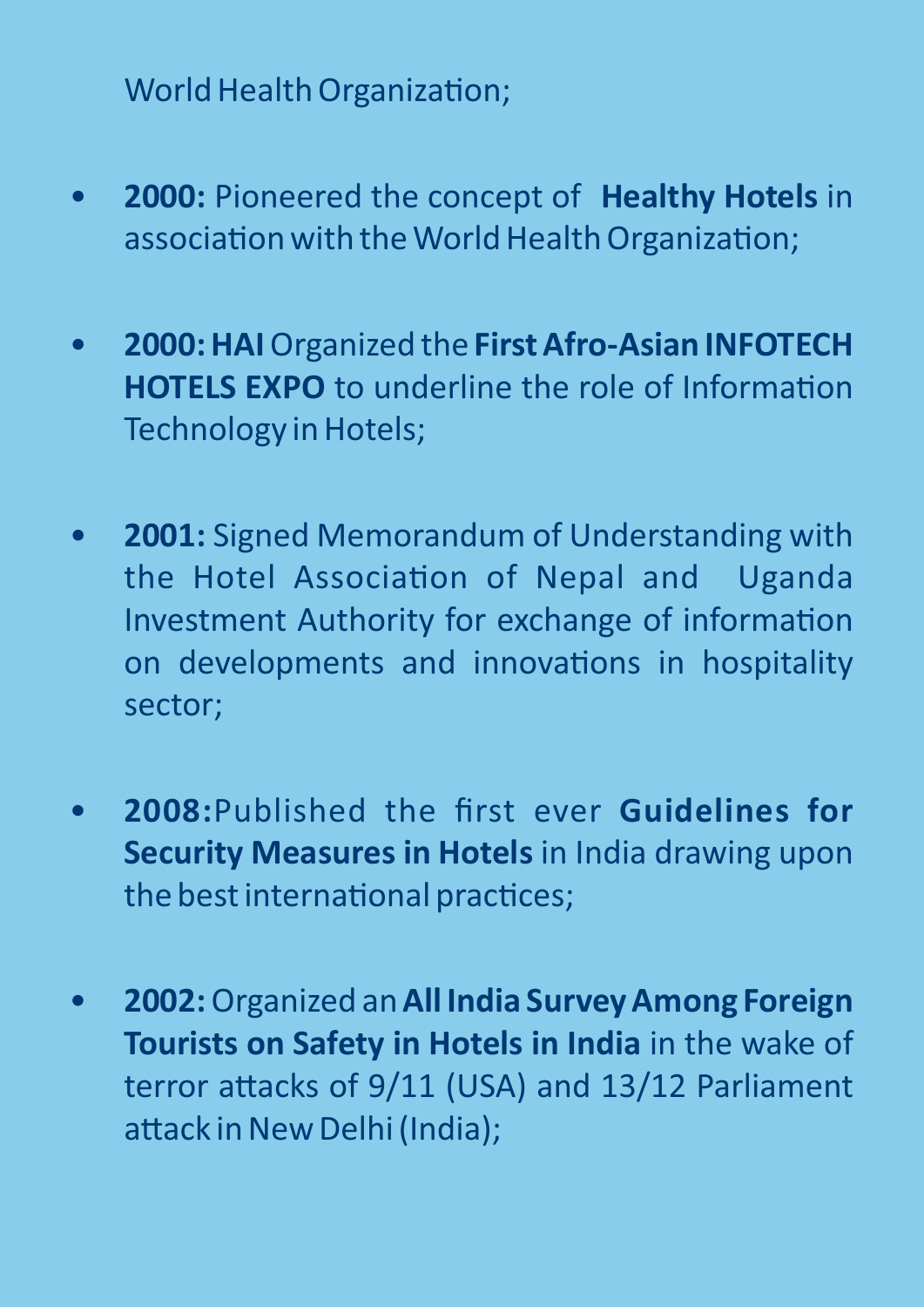World Health Organization;

- **2000:** Pioneered the concept of **Healthy Hotels** in association with the World Health Organization;

- **2000: HAI** Organized the **First Afro-Asian INFOTECH HOTELS EXPO** to underline the role of Information Technology in Hotels;

- **2001:** Signed Memorandum of Understanding with the Hotel Association of Nepal and Uganda Investment Authority for exchange of information on developments and innovations in hospitality sector;

- **2008:**Published the first ever **Guidelines for Security Measures in Hotels** in India drawing upon the best international practices;

- **2002:** Organized an **All India Survey Among Foreign Tourists on Safety in Hotels in India** in the wake of terror attacks of 9/11 (USA) and 13/12 Parliament attack in New Delhi (India);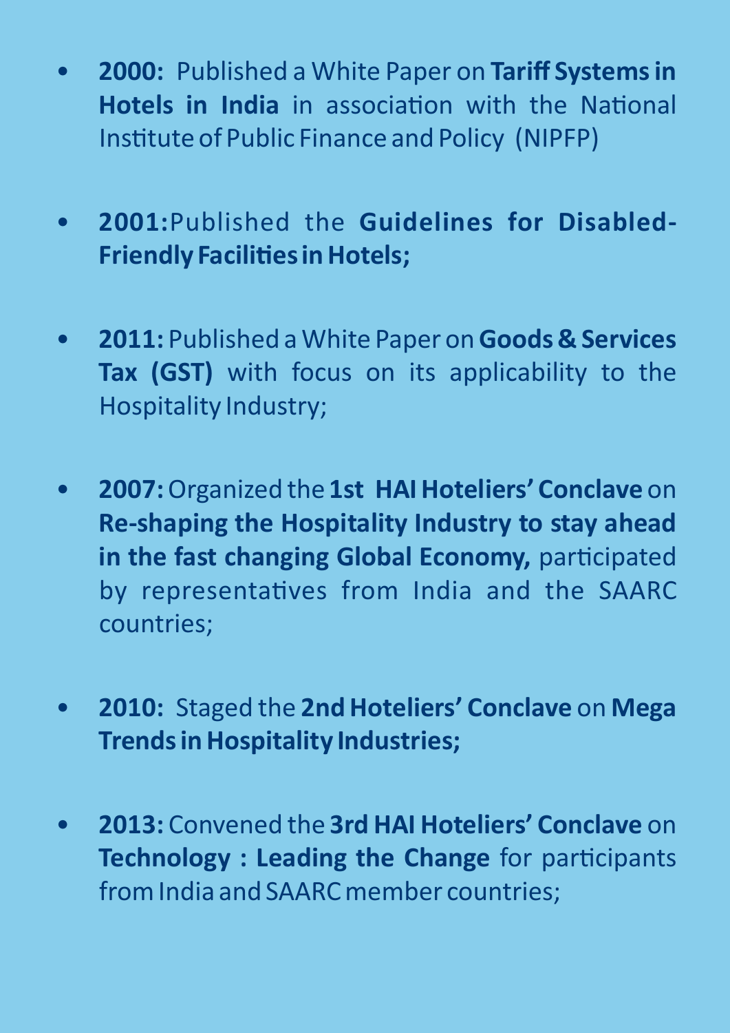- **2000:** Published a White Paper on **Tariff Systems in Hotels in India** in association with the National Institute of Public Finance and Policy (NIPFP)

- **2001:**Published the **Guidelines for Disabled-Friendly Facilities in Hotels;**

- **2011:** Published a White Paper on **Goods & Services Tax (GST)** with focus on its applicability to the Hospitality Industry;

- **2007:** Organized the **1st HAI Hoteliers' Conclave** on **Re-shaping the Hospitality Industry to stay ahead in the fast changing Global Economy,** participated by representatives from India and the SAARC countries;

- **2010:** Staged the **2nd Hoteliers' Conclave** on **Mega Trends in Hospitality Industries;**

- **2013:** Convened the **3rd HAI Hoteliers' Conclave** on **Technology : Leading the Change** for participants from India and SAARC member countries;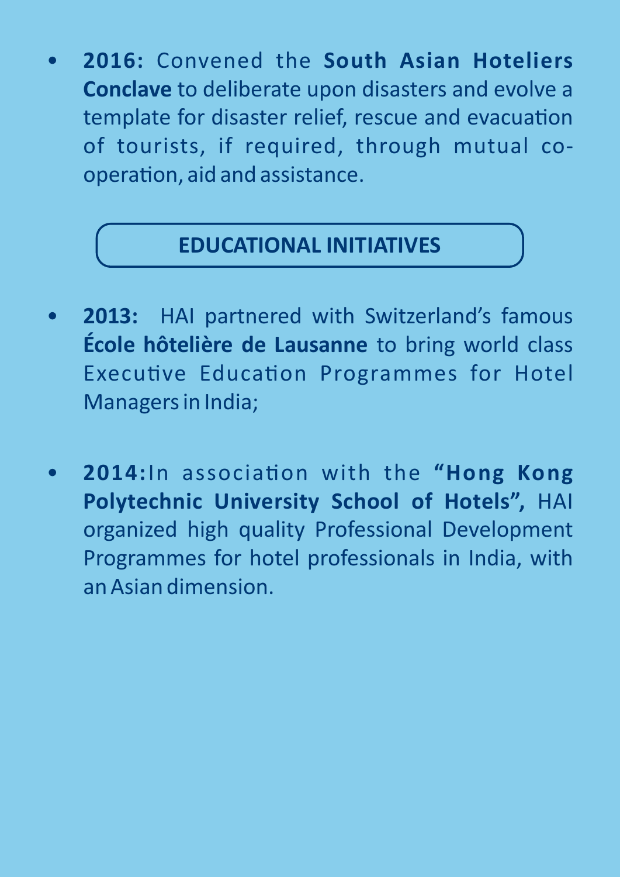- **2016:** Convened the **South Asian Hoteliers Conclave** to deliberate upon disasters and evolve a template for disaster relief, rescue and evacuation of tourists, if required, through mutual co-operation, aid and assistance.

## EDUCATIONAL INITIATIVES

- **2013:** HAI partnered with Switzerland's famous **École hôtelière de Lausanne** to bring world class Executive Education Programmes for Hotel Managers in India;

- **2014:** In association with the **"Hong Kong Polytechnic University School of Hotels",** HAI organized high quality Professional Development Programmes for hotel professionals in India, with an Asian dimension.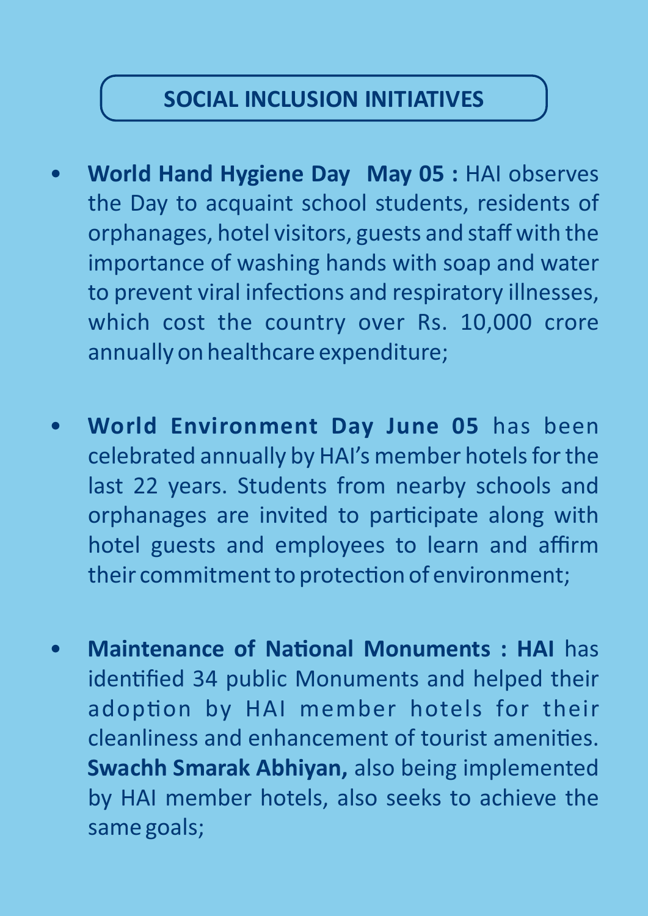## SOCIAL INCLUSION INITIATIVES

- **World Hand Hygiene Day May 05 :** HAI observes the Day to acquaint school students, residents of orphanages, hotel visitors, guests and staff with the importance of washing hands with soap and water to prevent viral infections and respiratory illnesses, which cost the country over Rs. 10,000 crore annually on healthcare expenditure;

- **World Environment Day June 05** has been celebrated annually by HAI's member hotels for the last 22 years. Students from nearby schools and orphanages are invited to participate along with hotel guests and employees to learn and affirm their commitment to protection of environment;

- **Maintenance of National Monuments : HAI** has identified 34 public Monuments and helped their adoption by HAI member hotels for their cleanliness and enhancement of tourist amenities. **Swachh Smarak Abhiyan,** also being implemented by HAI member hotels, also seeks to achieve the same goals;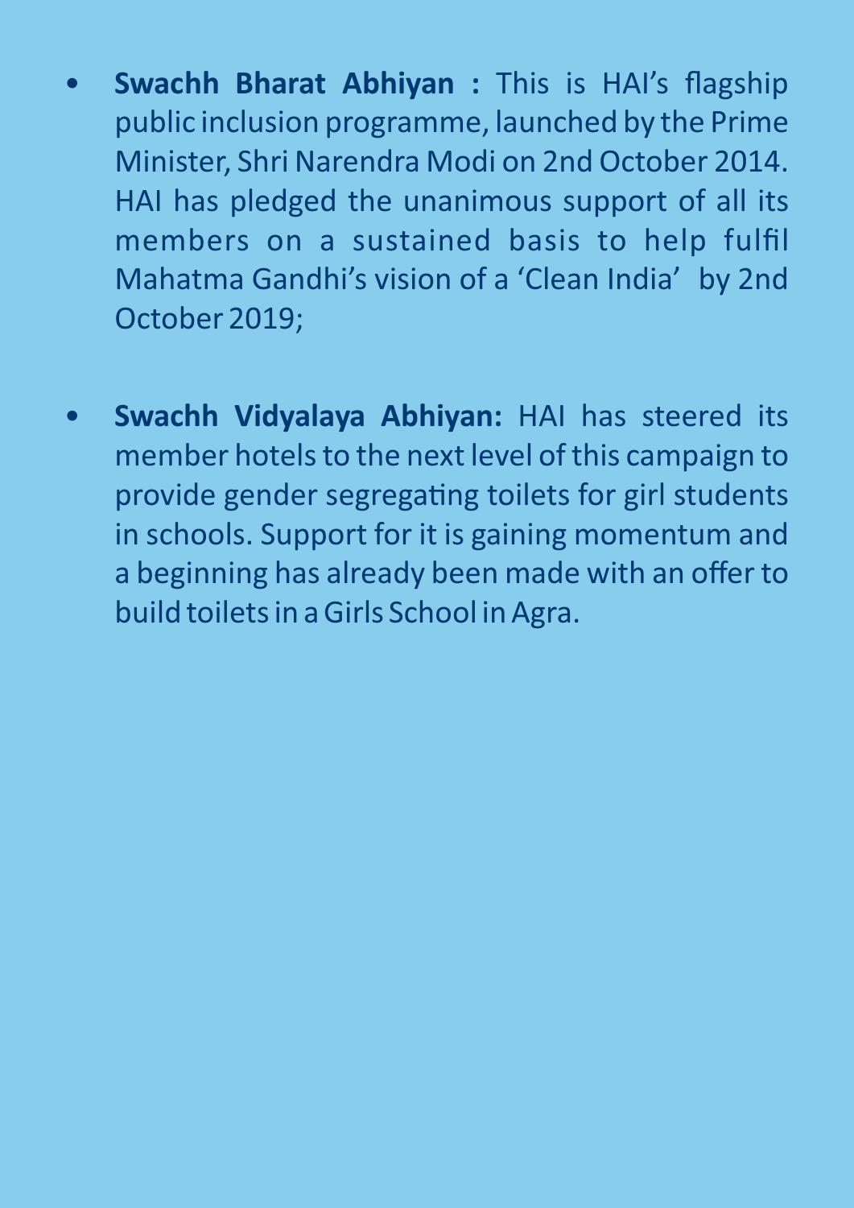- **Swachh Bharat Abhiyan :** This is HAI's flagship public inclusion programme, launched by the Prime Minister, Shri Narendra Modi on 2nd October 2014. HAI has pledged the unanimous support of all its members on a sustained basis to help fulfil Mahatma Gandhi's vision of a 'Clean India' by 2nd October 2019;

- **Swachh Vidyalaya Abhiyan:** HAI has steered its member hotels to the next level of this campaign to provide gender segregating toilets for girl students in schools. Support for it is gaining momentum and a beginning has already been made with an offer to build toilets in a Girls School in Agra.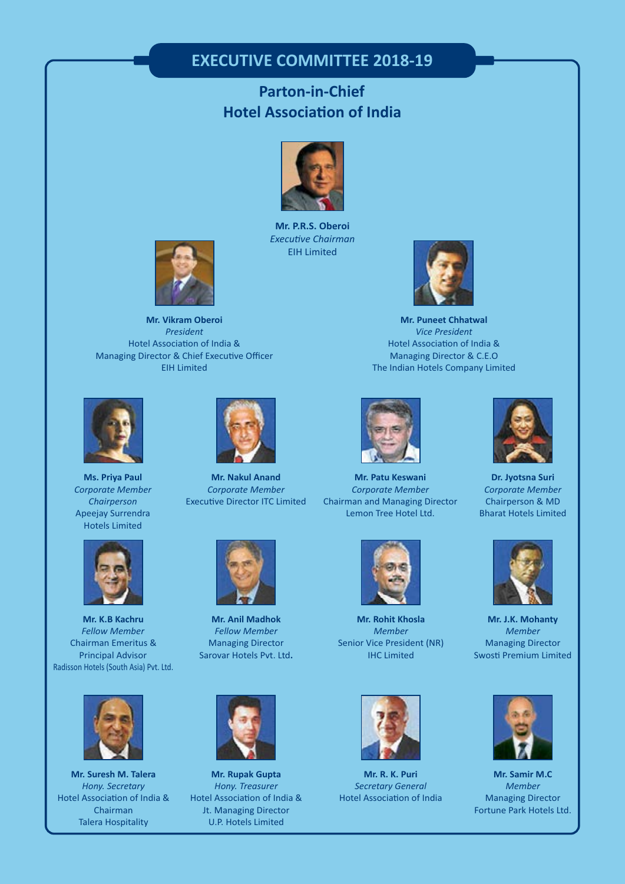# EXECUTIVE COMMITTEE 2018-19

## Parton-in-Chief
## Hotel Association of India

**Mr. P.R.S. Oberoi**
*Executive Chairman*
EIH Limited

**Mr. Vikram Oberoi**
*President*
Hotel Association of India &
Managing Director & Chief Executive Officer
EIH Limited

**Mr. Puneet Chhatwal**
*Vice President*
Hotel Association of India &
Managing Director & C.E.O
The Indian Hotels Company Limited

**Ms. Priya Paul**
*Corporate Member*
*Chairperson*
Apeejay Surrendra
Hotels Limited

**Mr. Nakul Anand**
*Corporate Member*
Executive Director ITC Limited

**Mr. Patu Keswani**
*Corporate Member*
Chairman and Managing Director
Lemon Tree Hotel Ltd.

**Dr. Jyotsna Suri**
*Corporate Member*
Chairperson & MD
Bharat Hotels Limited

**Mr. K.B Kachru**
*Fellow Member*
Chairman Emeritus &
Principal Advisor
Radisson Hotels (South Asia) Pvt. Ltd.

**Mr. Anil Madhok**
*Fellow Member*
Managing Director
Sarovar Hotels Pvt. Ltd.

**Mr. Rohit Khosla**
*Member*
Senior Vice President (NR)
IHC Limited

**Mr. J.K. Mohanty**
*Member*
Managing Director
Swosti Premium Limited

**Mr. Suresh M. Talera**
*Hony. Secretary*
Hotel Association of India &
Chairman
Talera Hospitality

**Mr. Rupak Gupta**
*Hony. Treasurer*
Hotel Association of India &
Jt. Managing Director
U.P. Hotels Limited

**Mr. R. K. Puri**
*Secretary General*
Hotel Association of India

**Mr. Samir M.C**
*Member*
Managing Director
Fortune Park Hotels Ltd.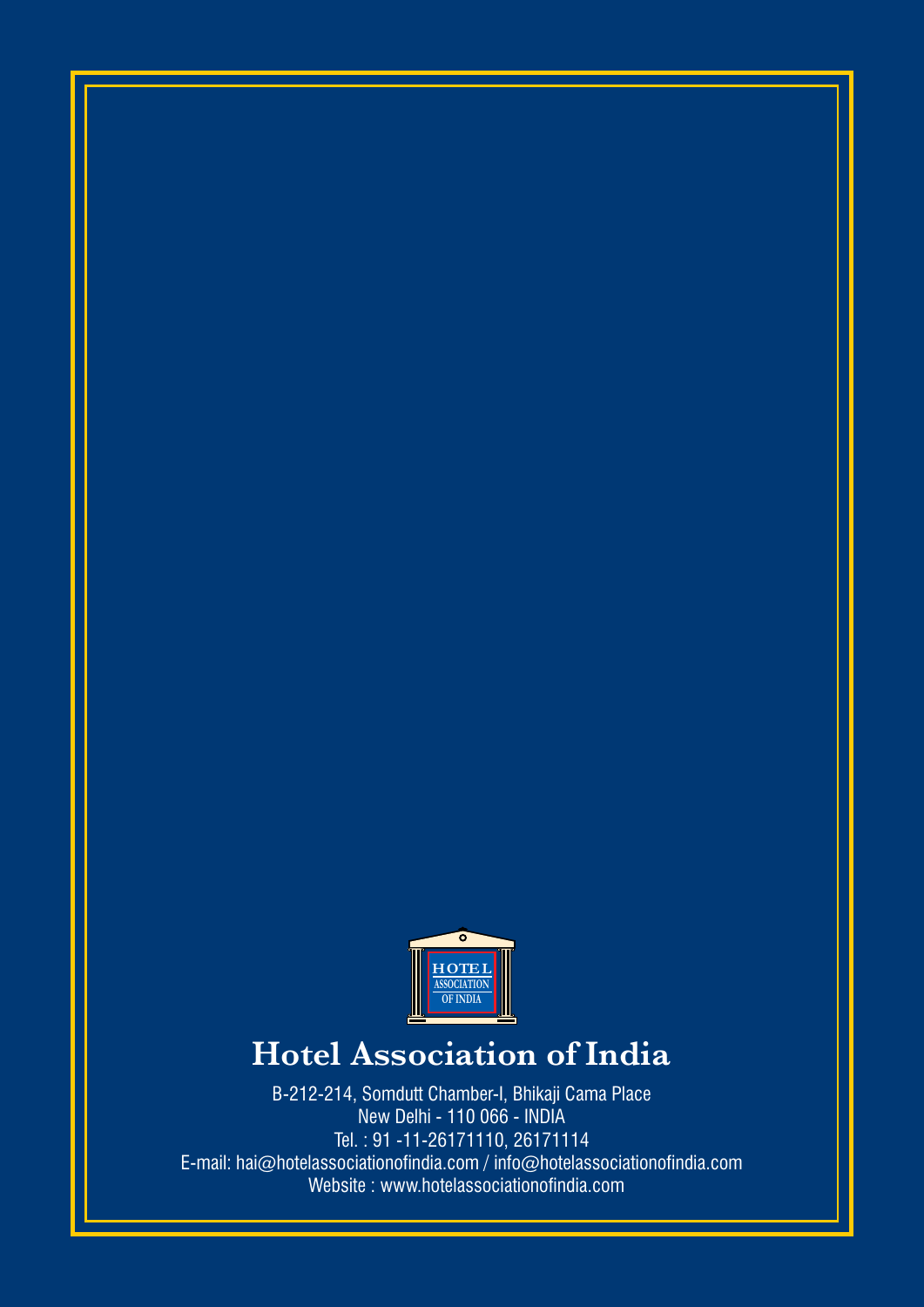HOTEL
ASSOCIATION
OF INDIA

# Hotel Association of India

B-212-214, Somdutt Chamber-I, Bhikaji Cama Place
New Delhi - 110 066 - INDIA
Tel. : 91 -11-26171110, 26171114
E-mail: hai@hotelassociationofindia.com / info@hotelassociationofindia.com
Website : www.hotelassociationofindia.com